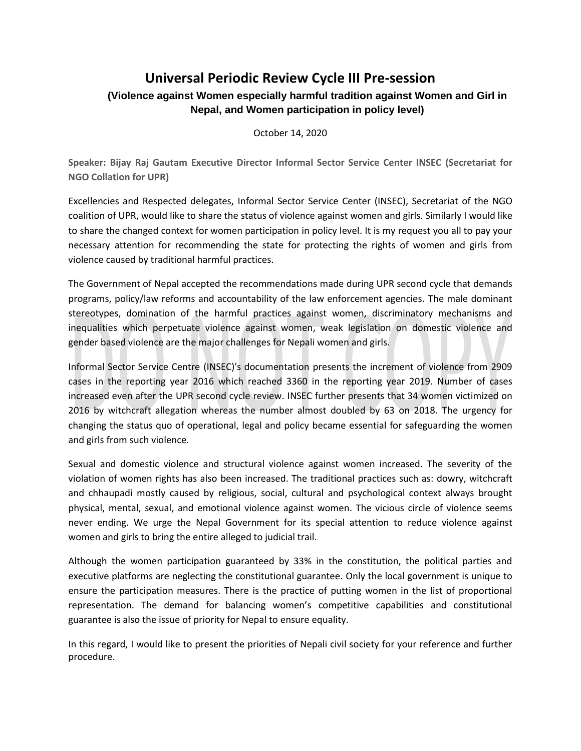# Universal Periodic Review Cycle III Pre-session

## (Violence against Women especially harmful tradition against Women and Girl in Nepal, and Women participation in policy level)

October 14, 2020

**Speaker: Bijay Raj Gautam Executive Director Informal Sector Service Center INSEC (Secretariat for NGO Collation for UPR)**

Excellencies and Respected delegates, Informal Sector Service Center (INSEC), Secretariat of the NGO coalition of UPR, would like to share the status of violence against women and girls. Similarly I would like to share the changed context for women participation in policy level. It is my request you all to pay your necessary attention for recommending the state for protecting the rights of women and girls from violence caused by traditional harmful practices.

The Government of Nepal accepted the recommendations made during UPR second cycle that demands programs, policy/law reforms and accountability of the law enforcement agencies. The male dominant stereotypes, domination of the harmful practices against women, discriminatory mechanisms and inequalities which perpetuate violence against women, weak legislation on domestic violence and gender based violence are the major challenges for Nepali women and girls.

Informal Sector Service Centre (INSEC)'s documentation presents the increment of violence from 2909 cases in the reporting year 2016 which reached 3360 in the reporting year 2019. Number of cases increased even after the UPR second cycle review. INSEC further presents that 34 women victimized on 2016 by witchcraft allegation whereas the number almost doubled by 63 on 2018. The urgency for changing the status quo of operational, legal and policy became essential for safeguarding the women and girls from such violence.

Sexual and domestic violence and structural violence against women increased. The severity of the violation of women rights has also been increased. The traditional practices such as: dowry, witchcraft and chhaupadi mostly caused by religious, social, cultural and psychological context always brought physical, mental, sexual, and emotional violence against women. The vicious circle of violence seems never ending. We urge the Nepal Government for its special attention to reduce violence against women and girls to bring the entire alleged to judicial trail.

Although the women participation guaranteed by 33% in the constitution, the political parties and executive platforms are neglecting the constitutional guarantee. Only the local government is unique to ensure the participation measures. There is the practice of putting women in the list of proportional representation. The demand for balancing women's competitive capabilities and constitutional guarantee is also the issue of priority for Nepal to ensure equality.

In this regard, I would like to present the priorities of Nepali civil society for your reference and further procedure.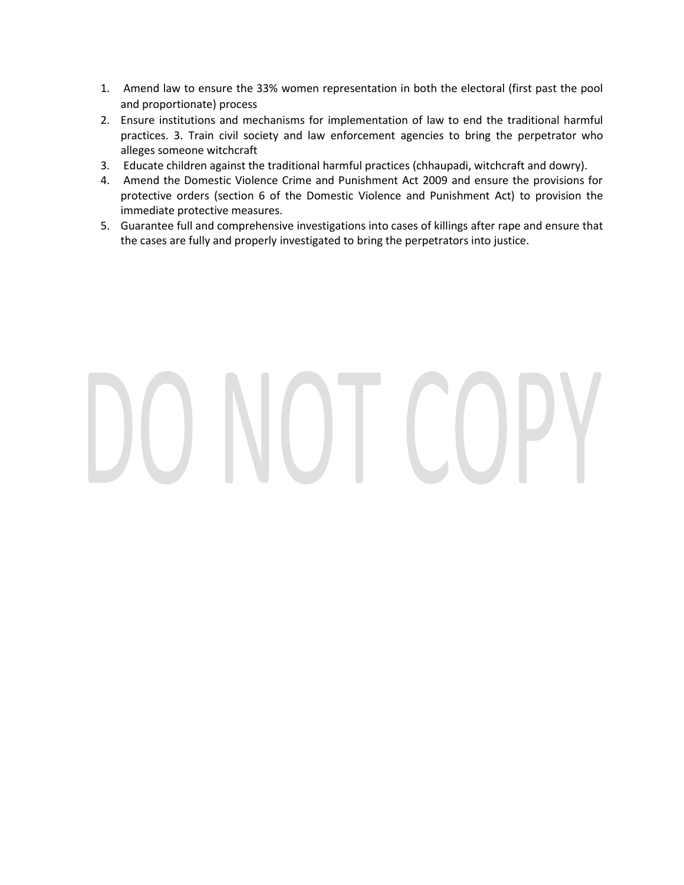1. Amend law to ensure the 33% women representation in both the electoral (first past the pool and proportionate) process
2. Ensure institutions and mechanisms for implementation of law to end the traditional harmful practices. 3. Train civil society and law enforcement agencies to bring the perpetrator who alleges someone witchcraft
3. Educate children against the traditional harmful practices (chhaupadi, witchcraft and dowry).
4. Amend the Domestic Violence Crime and Punishment Act 2009 and ensure the provisions for protective orders (section 6 of the Domestic Violence and Punishment Act) to provision the immediate protective measures.
5. Guarantee full and comprehensive investigations into cases of killings after rape and ensure that the cases are fully and properly investigated to bring the perpetrators into justice.